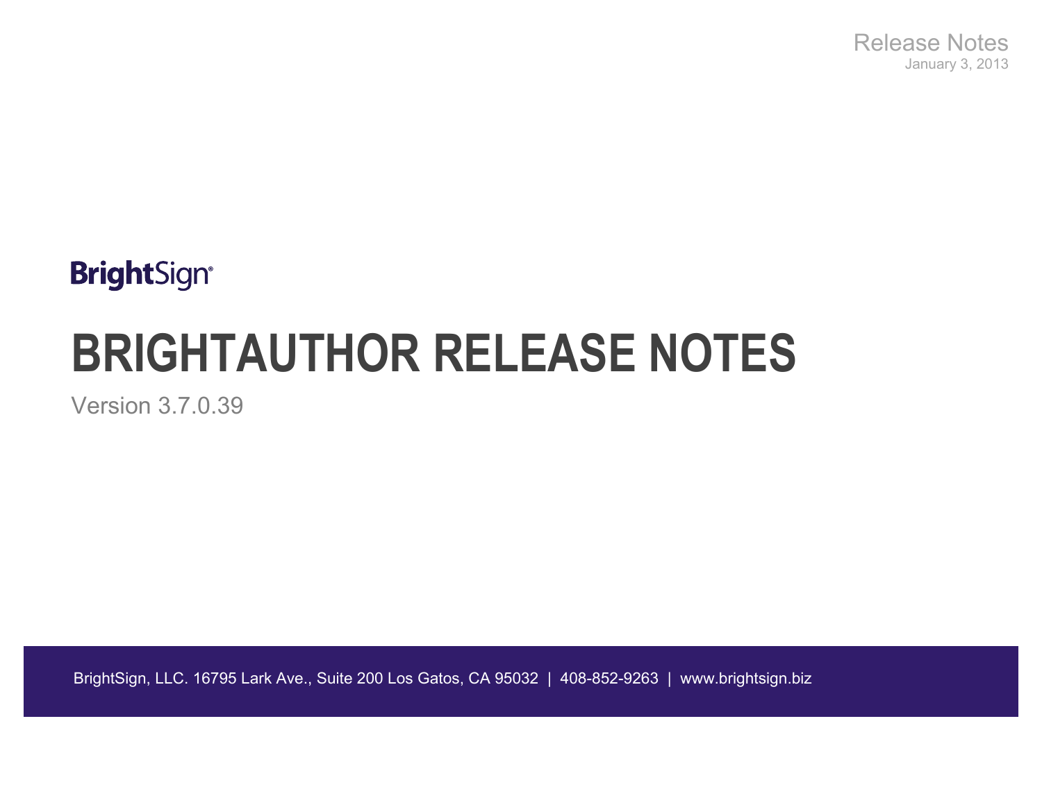Release Notes

January 3, 2013

BrightSign®

# BRIGHTAUTHOR RELEASE NOTES

Version 3.7.0.39

BrightSign, LLC. 16795 Lark Ave., Suite 200 Los Gatos, CA 95032 | 408-852-9263 | www.brightsign.biz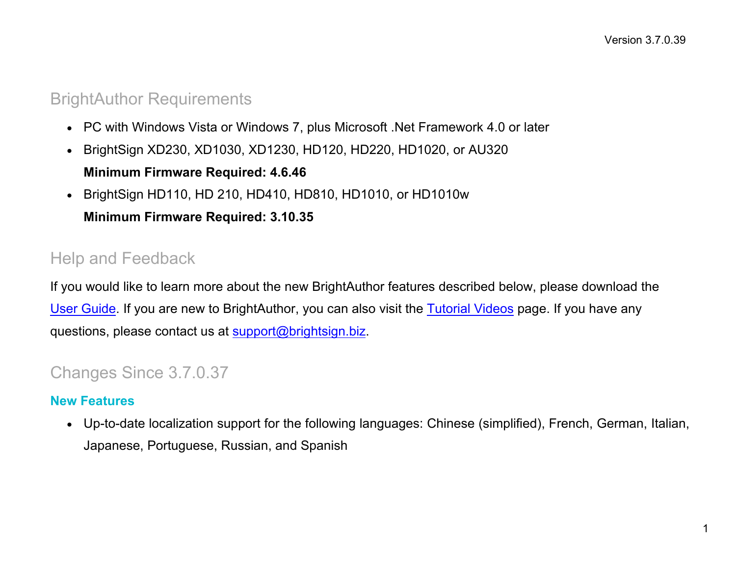Version 3.7.0.39

## BrightAuthor Requirements

- PC with Windows Vista or Windows 7, plus Microsoft .Net Framework 4.0 or later
- BrightSign XD230, XD1030, XD1230, HD120, HD220, HD1020, or AU320
  **Minimum Firmware Required: 4.6.46**
- BrightSign HD110, HD 210, HD410, HD810, HD1010, or HD1010w
  **Minimum Firmware Required: 3.10.35**

## Help and Feedback

If you would like to learn more about the new BrightAuthor features described below, please download the User Guide. If you are new to BrightAuthor, you can also visit the Tutorial Videos page. If you have any questions, please contact us at support@brightsign.biz.

## Changes Since 3.7.0.37

### New Features

- Up-to-date localization support for the following languages: Chinese (simplified), French, German, Italian, Japanese, Portuguese, Russian, and Spanish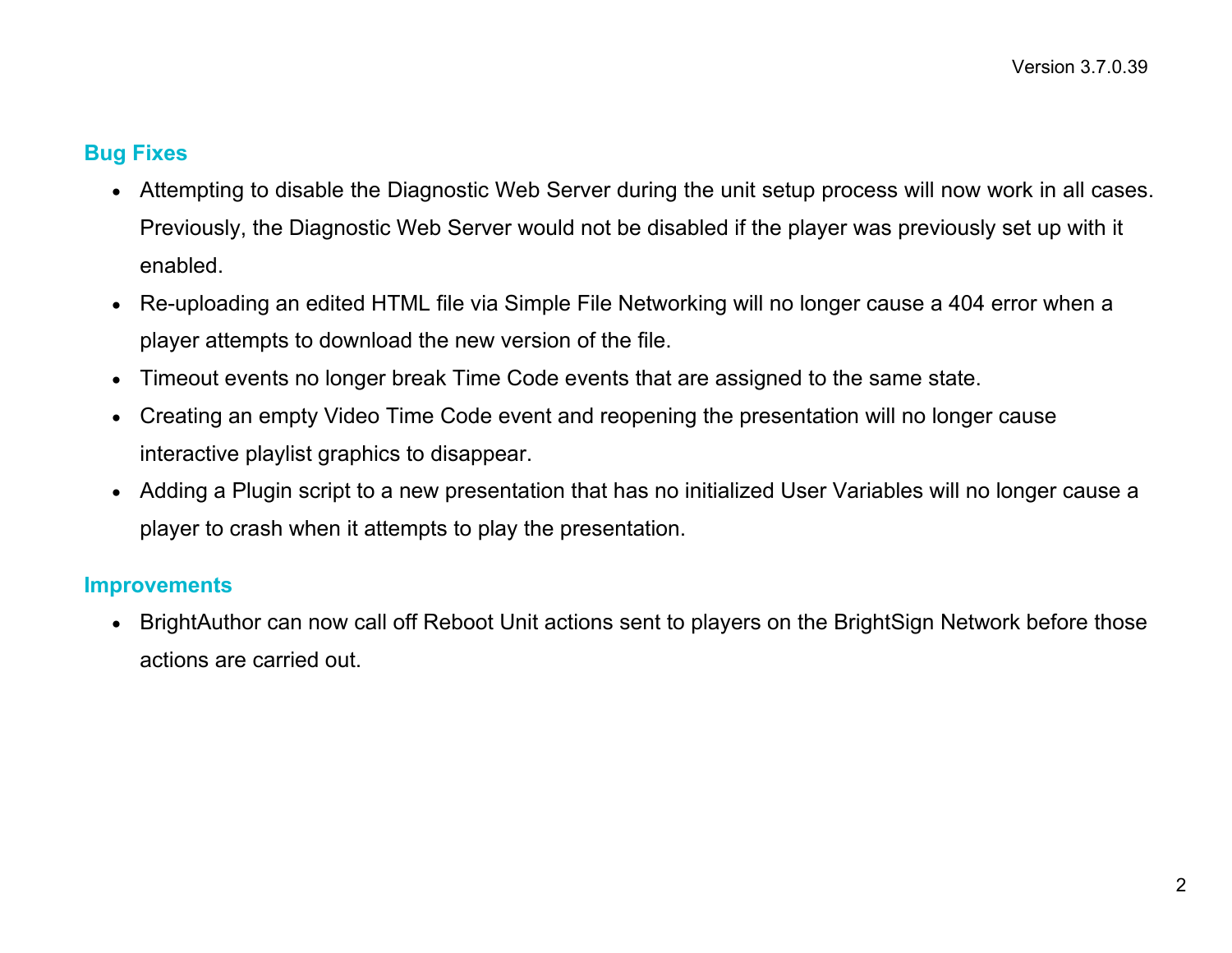## Bug Fixes

- Attempting to disable the Diagnostic Web Server during the unit setup process will now work in all cases. Previously, the Diagnostic Web Server would not be disabled if the player was previously set up with it enabled.
- Re-uploading an edited HTML file via Simple File Networking will no longer cause a 404 error when a player attempts to download the new version of the file.
- Timeout events no longer break Time Code events that are assigned to the same state.
- Creating an empty Video Time Code event and reopening the presentation will no longer cause interactive playlist graphics to disappear.
- Adding a Plugin script to a new presentation that has no initialized User Variables will no longer cause a player to crash when it attempts to play the presentation.

## Improvements

- BrightAuthor can now call off Reboot Unit actions sent to players on the BrightSign Network before those actions are carried out.